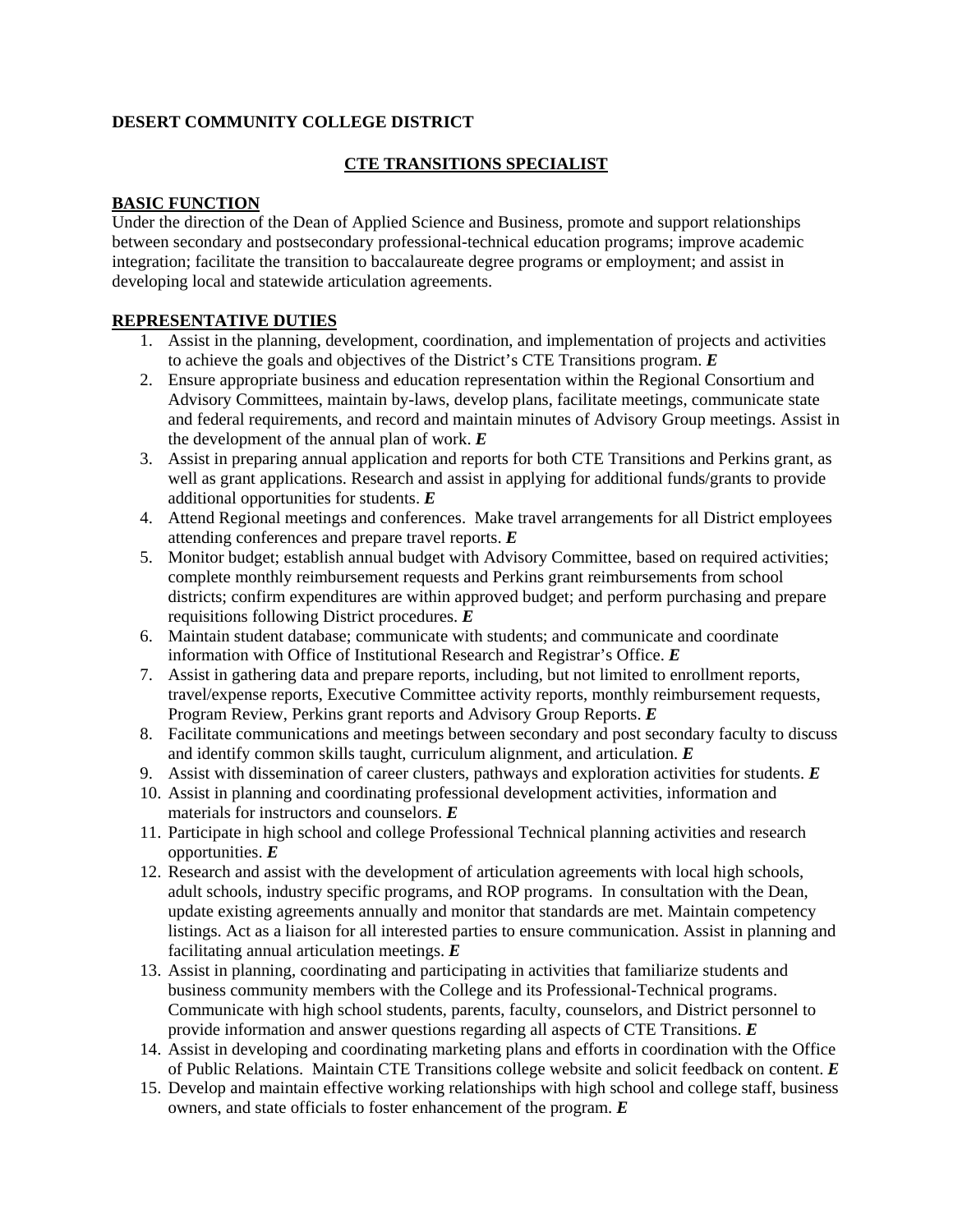**DESERT COMMUNITY COLLEGE DISTRICT**

## CTE TRANSITIONS SPECIALIST

### BASIC FUNCTION

Under the direction of the Dean of Applied Science and Business, promote and support relationships between secondary and postsecondary professional-technical education programs; improve academic integration; facilitate the transition to baccalaureate degree programs or employment; and assist in developing local and statewide articulation agreements.

### REPRESENTATIVE DUTIES

1. Assist in the planning, development, coordination, and implementation of projects and activities to achieve the goals and objectives of the District's CTE Transitions program. ***E***
2. Ensure appropriate business and education representation within the Regional Consortium and Advisory Committees, maintain by-laws, develop plans, facilitate meetings, communicate state and federal requirements, and record and maintain minutes of Advisory Group meetings. Assist in the development of the annual plan of work. ***E***
3. Assist in preparing annual application and reports for both CTE Transitions and Perkins grant, as well as grant applications. Research and assist in applying for additional funds/grants to provide additional opportunities for students. ***E***
4. Attend Regional meetings and conferences. Make travel arrangements for all District employees attending conferences and prepare travel reports. ***E***
5. Monitor budget; establish annual budget with Advisory Committee, based on required activities; complete monthly reimbursement requests and Perkins grant reimbursements from school districts; confirm expenditures are within approved budget; and perform purchasing and prepare requisitions following District procedures. ***E***
6. Maintain student database; communicate with students; and communicate and coordinate information with Office of Institutional Research and Registrar's Office. ***E***
7. Assist in gathering data and prepare reports, including, but not limited to enrollment reports, travel/expense reports, Executive Committee activity reports, monthly reimbursement requests, Program Review, Perkins grant reports and Advisory Group Reports. ***E***
8. Facilitate communications and meetings between secondary and post secondary faculty to discuss and identify common skills taught, curriculum alignment, and articulation. ***E***
9. Assist with dissemination of career clusters, pathways and exploration activities for students. ***E***
10. Assist in planning and coordinating professional development activities, information and materials for instructors and counselors. ***E***
11. Participate in high school and college Professional Technical planning activities and research opportunities. ***E***
12. Research and assist with the development of articulation agreements with local high schools, adult schools, industry specific programs, and ROP programs. In consultation with the Dean, update existing agreements annually and monitor that standards are met. Maintain competency listings. Act as a liaison for all interested parties to ensure communication. Assist in planning and facilitating annual articulation meetings. ***E***
13. Assist in planning, coordinating and participating in activities that familiarize students and business community members with the College and its Professional-Technical programs. Communicate with high school students, parents, faculty, counselors, and District personnel to provide information and answer questions regarding all aspects of CTE Transitions. ***E***
14. Assist in developing and coordinating marketing plans and efforts in coordination with the Office of Public Relations. Maintain CTE Transitions college website and solicit feedback on content. ***E***
15. Develop and maintain effective working relationships with high school and college staff, business owners, and state officials to foster enhancement of the program. ***E***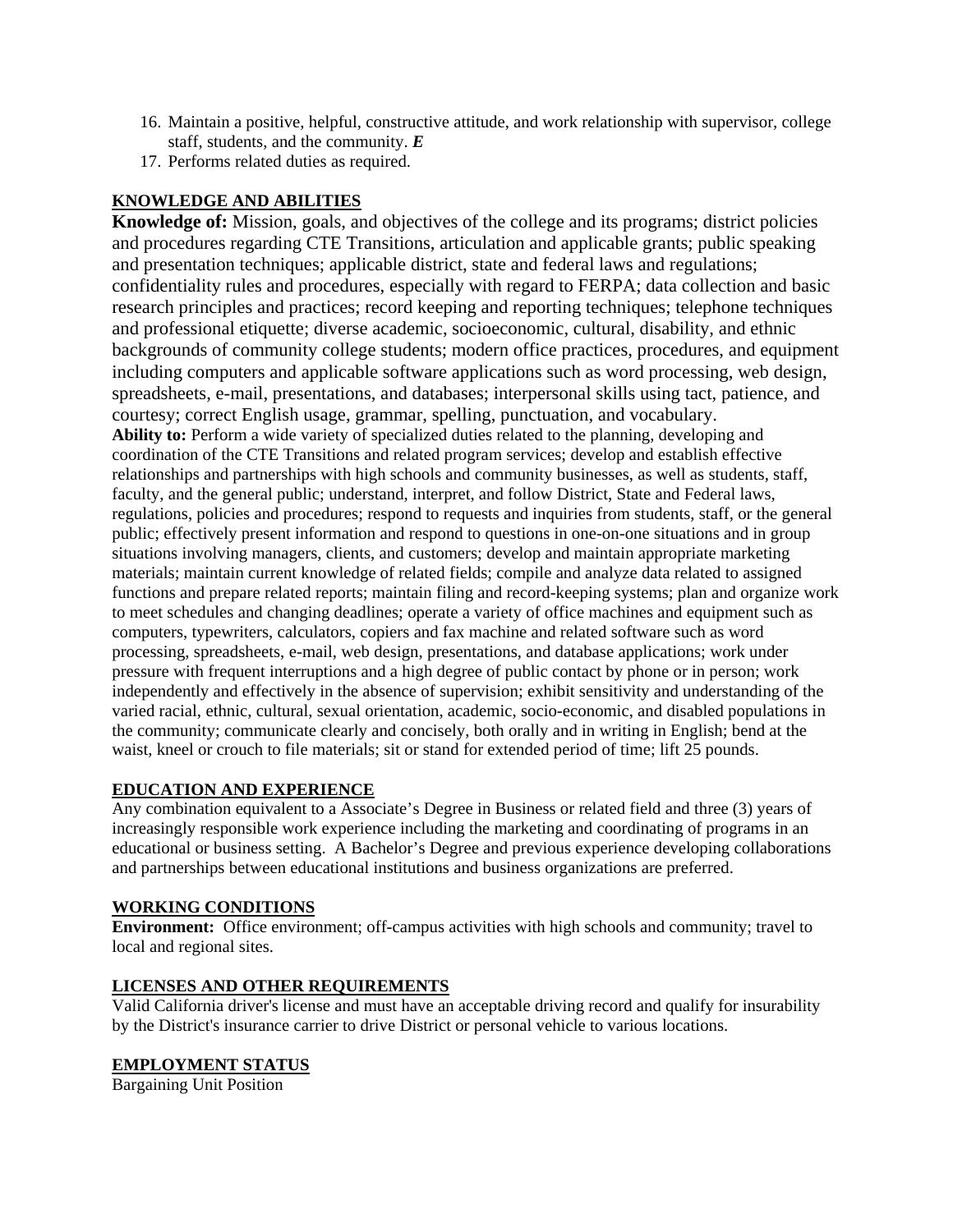16. Maintain a positive, helpful, constructive attitude, and work relationship with supervisor, college staff, students, and the community. ***E***
17. Performs related duties as required.

## KNOWLEDGE AND ABILITIES

**Knowledge of:** Mission, goals, and objectives of the college and its programs; district policies and procedures regarding CTE Transitions, articulation and applicable grants; public speaking and presentation techniques; applicable district, state and federal laws and regulations; confidentiality rules and procedures, especially with regard to FERPA; data collection and basic research principles and practices; record keeping and reporting techniques; telephone techniques and professional etiquette; diverse academic, socioeconomic, cultural, disability, and ethnic backgrounds of community college students; modern office practices, procedures, and equipment including computers and applicable software applications such as word processing, web design, spreadsheets, e-mail, presentations, and databases; interpersonal skills using tact, patience, and courtesy; correct English usage, grammar, spelling, punctuation, and vocabulary.

**Ability to:** Perform a wide variety of specialized duties related to the planning, developing and coordination of the CTE Transitions and related program services; develop and establish effective relationships and partnerships with high schools and community businesses, as well as students, staff, faculty, and the general public; understand, interpret, and follow District, State and Federal laws, regulations, policies and procedures; respond to requests and inquiries from students, staff, or the general public; effectively present information and respond to questions in one-on-one situations and in group situations involving managers, clients, and customers; develop and maintain appropriate marketing materials; maintain current knowledge of related fields; compile and analyze data related to assigned functions and prepare related reports; maintain filing and record-keeping systems; plan and organize work to meet schedules and changing deadlines; operate a variety of office machines and equipment such as computers, typewriters, calculators, copiers and fax machine and related software such as word processing, spreadsheets, e-mail, web design, presentations, and database applications; work under pressure with frequent interruptions and a high degree of public contact by phone or in person; work independently and effectively in the absence of supervision; exhibit sensitivity and understanding of the varied racial, ethnic, cultural, sexual orientation, academic, socio-economic, and disabled populations in the community; communicate clearly and concisely, both orally and in writing in English; bend at the waist, kneel or crouch to file materials; sit or stand for extended period of time; lift 25 pounds.

## EDUCATION AND EXPERIENCE

Any combination equivalent to a Associate's Degree in Business or related field and three (3) years of increasingly responsible work experience including the marketing and coordinating of programs in an educational or business setting. A Bachelor's Degree and previous experience developing collaborations and partnerships between educational institutions and business organizations are preferred.

## WORKING CONDITIONS

**Environment:** Office environment; off-campus activities with high schools and community; travel to local and regional sites.

## LICENSES AND OTHER REQUIREMENTS

Valid California driver's license and must have an acceptable driving record and qualify for insurability by the District's insurance carrier to drive District or personal vehicle to various locations.

## EMPLOYMENT STATUS

Bargaining Unit Position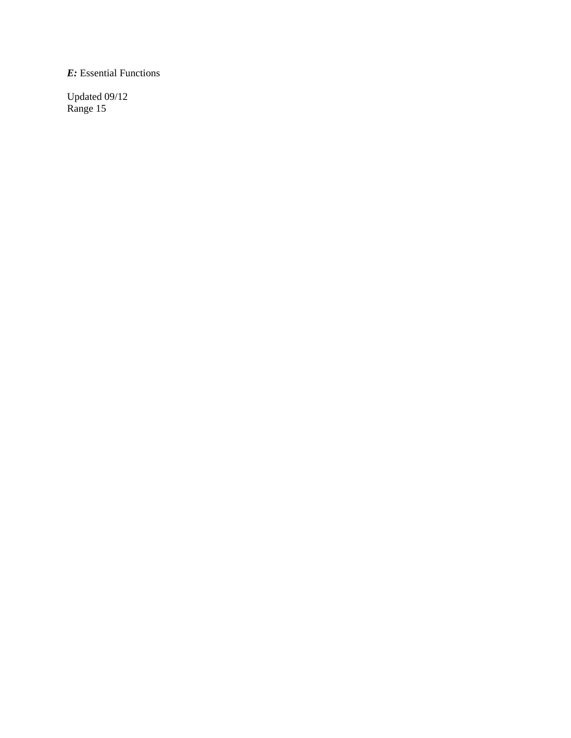***E:*** Essential Functions

Updated 09/12
Range 15